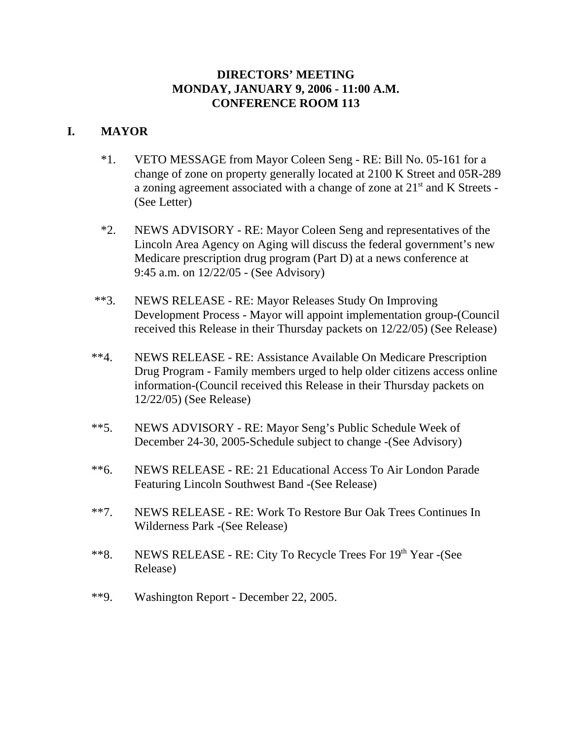**DIRECTORS' MEETING**
**MONDAY, JANUARY 9, 2006 - 11:00 A.M.**
**CONFERENCE ROOM 113**

## I. MAYOR

*1. VETO MESSAGE from Mayor Coleen Seng - RE: Bill No. 05-161 for a change of zone on property generally located at 2100 K Street and 05R-289 a zoning agreement associated with a change of zone at 21st and K Streets - (See Letter)

*2. NEWS ADVISORY - RE: Mayor Coleen Seng and representatives of the Lincoln Area Agency on Aging will discuss the federal government's new Medicare prescription drug program (Part D) at a news conference at 9:45 a.m. on 12/22/05 - (See Advisory)

**3. NEWS RELEASE - RE: Mayor Releases Study On Improving Development Process - Mayor will appoint implementation group-(Council received this Release in their Thursday packets on 12/22/05) (See Release)

**4. NEWS RELEASE - RE: Assistance Available On Medicare Prescription Drug Program - Family members urged to help older citizens access online information-(Council received this Release in their Thursday packets on 12/22/05) (See Release)

**5. NEWS ADVISORY - RE: Mayor Seng's Public Schedule Week of December 24-30, 2005-Schedule subject to change -(See Advisory)

**6. NEWS RELEASE - RE: 21 Educational Access To Air London Parade Featuring Lincoln Southwest Band -(See Release)

**7. NEWS RELEASE - RE: Work To Restore Bur Oak Trees Continues In Wilderness Park -(See Release)

**8. NEWS RELEASE - RE: City To Recycle Trees For 19th Year -(See Release)

**9. Washington Report - December 22, 2005.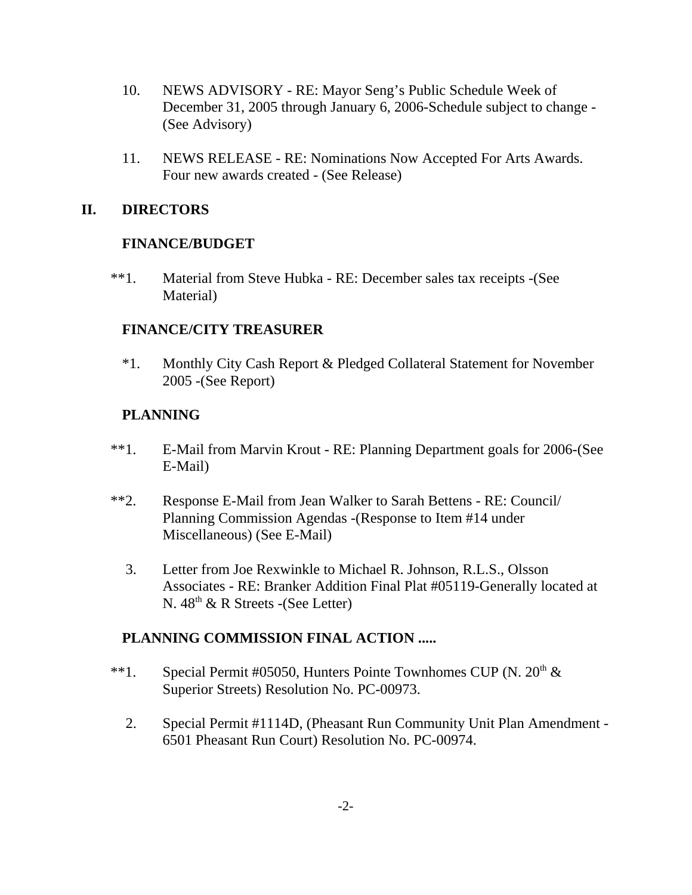10. NEWS ADVISORY - RE: Mayor Seng's Public Schedule Week of December 31, 2005 through January 6, 2006-Schedule subject to change - (See Advisory)

11. NEWS RELEASE - RE: Nominations Now Accepted For Arts Awards. Four new awards created - (See Release)

## II. DIRECTORS

### FINANCE/BUDGET

**1. Material from Steve Hubka - RE: December sales tax receipts -(See Material)

### FINANCE/CITY TREASURER

*1. Monthly City Cash Report & Pledged Collateral Statement for November 2005 -(See Report)

### PLANNING

**1. E-Mail from Marvin Krout - RE: Planning Department goals for 2006-(See E-Mail)

**2. Response E-Mail from Jean Walker to Sarah Bettens - RE: Council/ Planning Commission Agendas -(Response to Item #14 under Miscellaneous) (See E-Mail)

3. Letter from Joe Rexwinkle to Michael R. Johnson, R.L.S., Olsson Associates - RE: Branker Addition Final Plat #05119-Generally located at N. 48th & R Streets -(See Letter)

### PLANNING COMMISSION FINAL ACTION .....

**1. Special Permit #05050, Hunters Pointe Townhomes CUP (N. 20th & Superior Streets) Resolution No. PC-00973.

2. Special Permit #1114D, (Pheasant Run Community Unit Plan Amendment - 6501 Pheasant Run Court) Resolution No. PC-00974.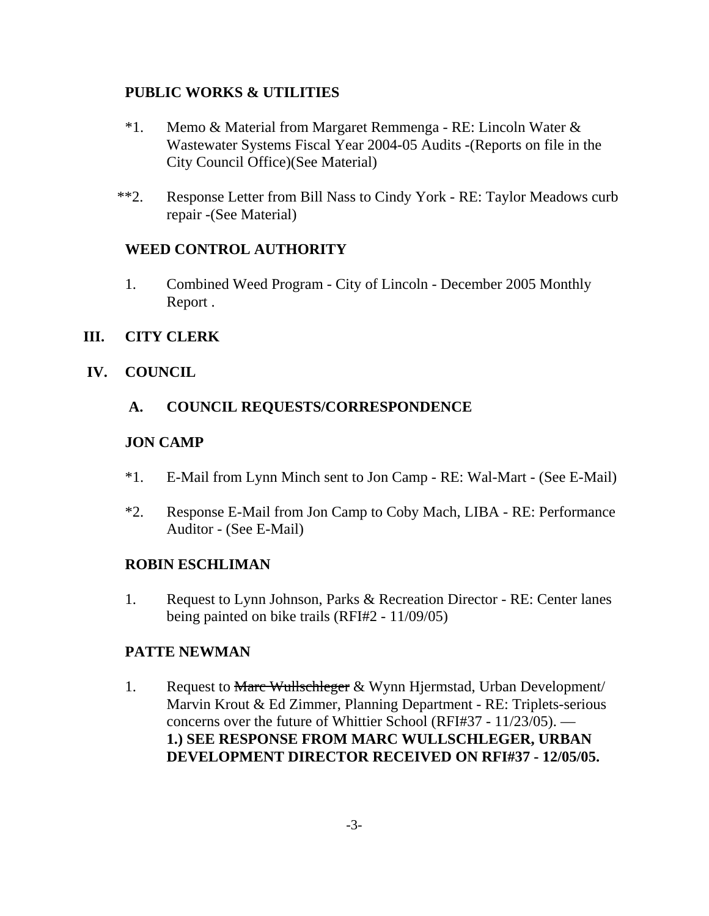**PUBLIC WORKS & UTILITIES**

*1. Memo & Material from Margaret Remmenga - RE: Lincoln Water & Wastewater Systems Fiscal Year 2004-05 Audits -(Reports on file in the City Council Office)(See Material)

**2. Response Letter from Bill Nass to Cindy York - RE: Taylor Meadows curb repair -(See Material)

**WEED CONTROL AUTHORITY**

1. Combined Weed Program - City of Lincoln - December 2005 Monthly Report .

## III. CITY CLERK

## IV. COUNCIL

### A. COUNCIL REQUESTS/CORRESPONDENCE

**JON CAMP**

*1. E-Mail from Lynn Minch sent to Jon Camp - RE: Wal-Mart - (See E-Mail)

*2. Response E-Mail from Jon Camp to Coby Mach, LIBA - RE: Performance Auditor - (See E-Mail)

**ROBIN ESCHLIMAN**

1. Request to Lynn Johnson, Parks & Recreation Director - RE: Center lanes being painted on bike trails (RFI#2 - 11/09/05)

**PATTE NEWMAN**

1. Request to ~~Marc Wullschleger~~ & Wynn Hjermstad, Urban Development/ Marvin Krout & Ed Zimmer, Planning Department - RE: Triplets-serious concerns over the future of Whittier School (RFI#37 - 11/23/05). — **1.) SEE RESPONSE FROM MARC WULLSCHLEGER, URBAN DEVELOPMENT DIRECTOR RECEIVED ON RFI#37 - 12/05/05.**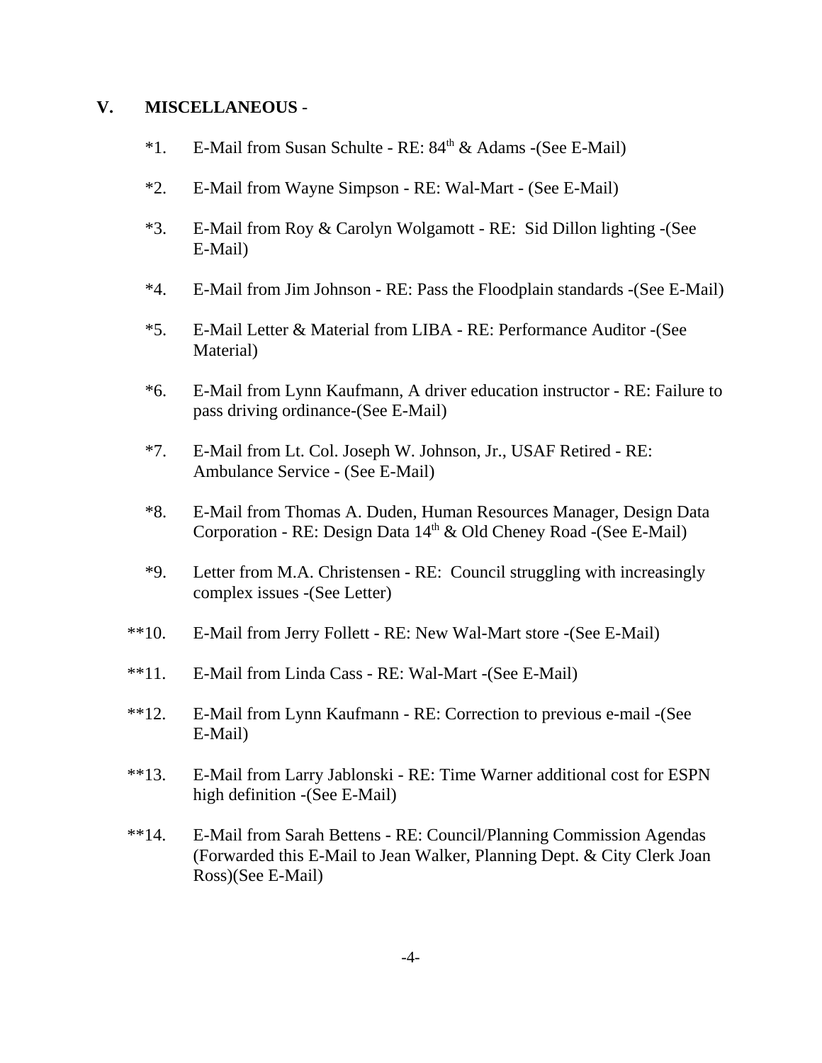## V. MISCELLANEOUS -

*1. E-Mail from Susan Schulte - RE: 84th & Adams -(See E-Mail)

*2. E-Mail from Wayne Simpson - RE: Wal-Mart - (See E-Mail)

*3. E-Mail from Roy & Carolyn Wolgamott - RE: Sid Dillon lighting -(See E-Mail)

*4. E-Mail from Jim Johnson - RE: Pass the Floodplain standards -(See E-Mail)

*5. E-Mail Letter & Material from LIBA - RE: Performance Auditor -(See Material)

*6. E-Mail from Lynn Kaufmann, A driver education instructor - RE: Failure to pass driving ordinance-(See E-Mail)

*7. E-Mail from Lt. Col. Joseph W. Johnson, Jr., USAF Retired - RE: Ambulance Service - (See E-Mail)

*8. E-Mail from Thomas A. Duden, Human Resources Manager, Design Data Corporation - RE: Design Data 14th & Old Cheney Road -(See E-Mail)

*9. Letter from M.A. Christensen - RE: Council struggling with increasingly complex issues -(See Letter)

**10. E-Mail from Jerry Follett - RE: New Wal-Mart store -(See E-Mail)

**11. E-Mail from Linda Cass - RE: Wal-Mart -(See E-Mail)

**12. E-Mail from Lynn Kaufmann - RE: Correction to previous e-mail -(See E-Mail)

**13. E-Mail from Larry Jablonski - RE: Time Warner additional cost for ESPN high definition -(See E-Mail)

**14. E-Mail from Sarah Bettens - RE: Council/Planning Commission Agendas (Forwarded this E-Mail to Jean Walker, Planning Dept. & City Clerk Joan Ross)(See E-Mail)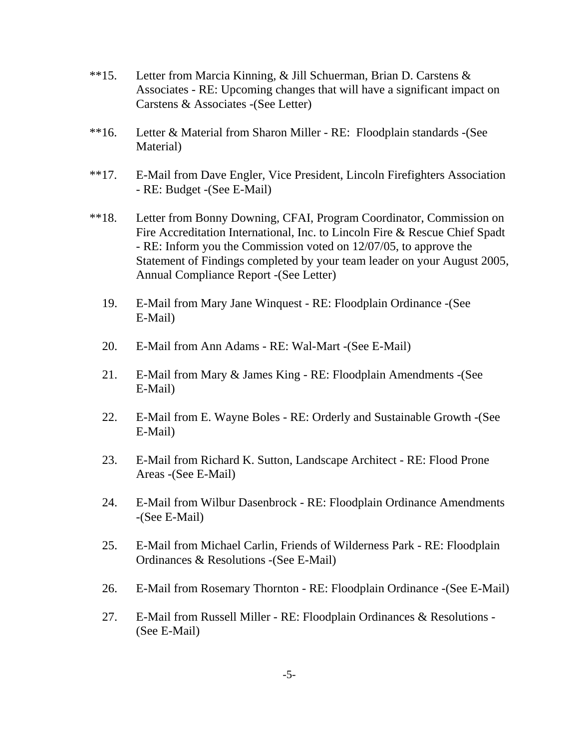**15. Letter from Marcia Kinning, & Jill Schuerman, Brian D. Carstens & Associates - RE: Upcoming changes that will have a significant impact on Carstens & Associates -(See Letter)

**16. Letter & Material from Sharon Miller - RE: Floodplain standards -(See Material)

**17. E-Mail from Dave Engler, Vice President, Lincoln Firefighters Association - RE: Budget -(See E-Mail)

**18. Letter from Bonny Downing, CFAI, Program Coordinator, Commission on Fire Accreditation International, Inc. to Lincoln Fire & Rescue Chief Spadt - RE: Inform you the Commission voted on 12/07/05, to approve the Statement of Findings completed by your team leader on your August 2005, Annual Compliance Report -(See Letter)

19. E-Mail from Mary Jane Winquest - RE: Floodplain Ordinance -(See E-Mail)

20. E-Mail from Ann Adams - RE: Wal-Mart -(See E-Mail)

21. E-Mail from Mary & James King - RE: Floodplain Amendments -(See E-Mail)

22. E-Mail from E. Wayne Boles - RE: Orderly and Sustainable Growth -(See E-Mail)

23. E-Mail from Richard K. Sutton, Landscape Architect - RE: Flood Prone Areas -(See E-Mail)

24. E-Mail from Wilbur Dasenbrock - RE: Floodplain Ordinance Amendments -(See E-Mail)

25. E-Mail from Michael Carlin, Friends of Wilderness Park - RE: Floodplain Ordinances & Resolutions -(See E-Mail)

26. E-Mail from Rosemary Thornton - RE: Floodplain Ordinance -(See E-Mail)

27. E-Mail from Russell Miller - RE: Floodplain Ordinances & Resolutions - (See E-Mail)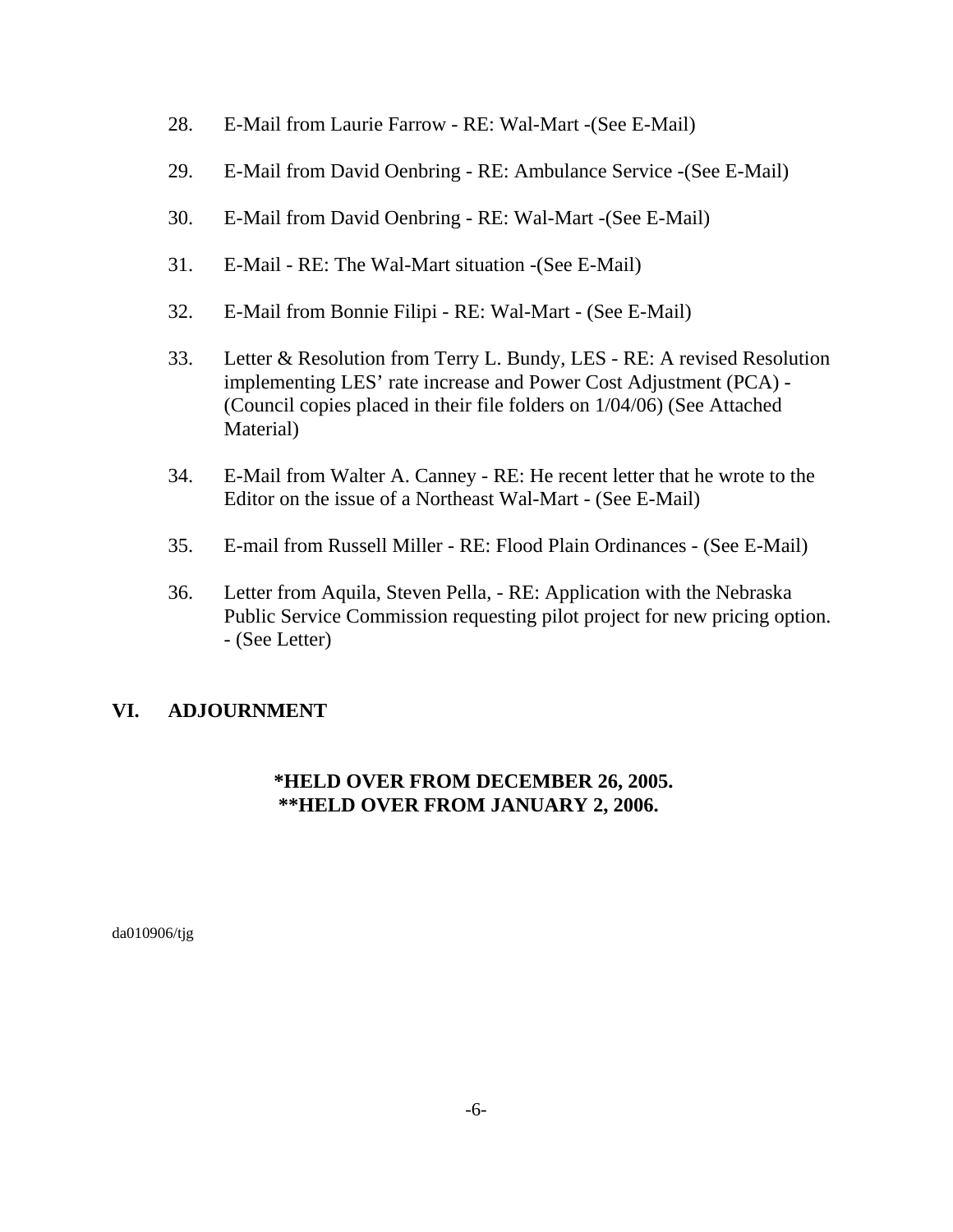28. E-Mail from Laurie Farrow - RE: Wal-Mart -(See E-Mail)

29. E-Mail from David Oenbring - RE: Ambulance Service -(See E-Mail)

30. E-Mail from David Oenbring - RE: Wal-Mart -(See E-Mail)

31. E-Mail - RE: The Wal-Mart situation -(See E-Mail)

32. E-Mail from Bonnie Filipi - RE: Wal-Mart - (See E-Mail)

33. Letter & Resolution from Terry L. Bundy, LES - RE: A revised Resolution implementing LES' rate increase and Power Cost Adjustment (PCA) - (Council copies placed in their file folders on 1/04/06) (See Attached Material)

34. E-Mail from Walter A. Canney - RE: He recent letter that he wrote to the Editor on the issue of a Northeast Wal-Mart - (See E-Mail)

35. E-mail from Russell Miller - RE: Flood Plain Ordinances - (See E-Mail)

36. Letter from Aquila, Steven Pella, - RE: Application with the Nebraska Public Service Commission requesting pilot project for new pricing option. - (See Letter)

## VI. ADJOURNMENT

**\*HELD OVER FROM DECEMBER 26, 2005.**
**\*\*HELD OVER FROM JANUARY 2, 2006.**

da010906/tjg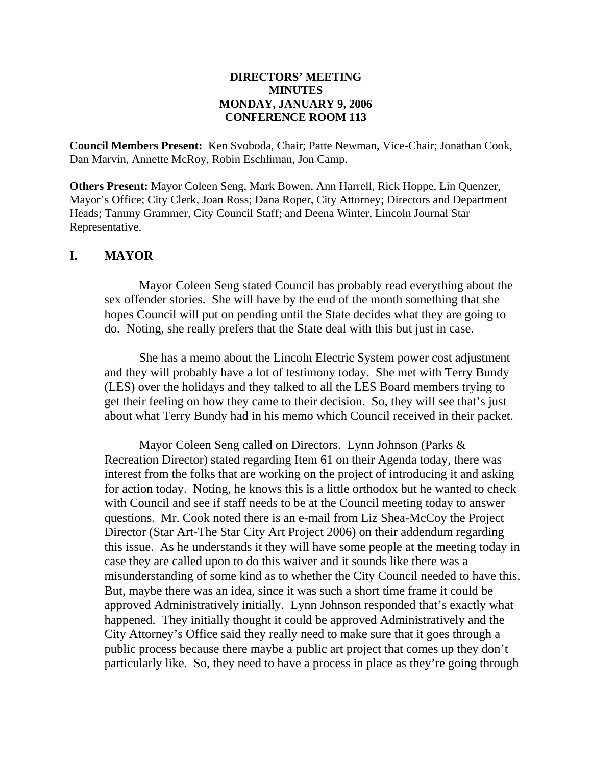**DIRECTORS' MEETING**
**MINUTES**
**MONDAY, JANUARY 9, 2006**
**CONFERENCE ROOM 113**

**Council Members Present:** Ken Svoboda, Chair; Patte Newman, Vice-Chair; Jonathan Cook, Dan Marvin, Annette McRoy, Robin Eschliman, Jon Camp.

**Others Present:** Mayor Coleen Seng, Mark Bowen, Ann Harrell, Rick Hoppe, Lin Quenzer, Mayor's Office; City Clerk, Joan Ross; Dana Roper, City Attorney; Directors and Department Heads; Tammy Grammer, City Council Staff; and Deena Winter, Lincoln Journal Star Representative.

## I. MAYOR

Mayor Coleen Seng stated Council has probably read everything about the sex offender stories. She will have by the end of the month something that she hopes Council will put on pending until the State decides what they are going to do. Noting, she really prefers that the State deal with this but just in case.

She has a memo about the Lincoln Electric System power cost adjustment and they will probably have a lot of testimony today. She met with Terry Bundy (LES) over the holidays and they talked to all the LES Board members trying to get their feeling on how they came to their decision. So, they will see that's just about what Terry Bundy had in his memo which Council received in their packet.

Mayor Coleen Seng called on Directors. Lynn Johnson (Parks & Recreation Director) stated regarding Item 61 on their Agenda today, there was interest from the folks that are working on the project of introducing it and asking for action today. Noting, he knows this is a little orthodox but he wanted to check with Council and see if staff needs to be at the Council meeting today to answer questions. Mr. Cook noted there is an e-mail from Liz Shea-McCoy the Project Director (Star Art-The Star City Art Project 2006) on their addendum regarding this issue. As he understands it they will have some people at the meeting today in case they are called upon to do this waiver and it sounds like there was a misunderstanding of some kind as to whether the City Council needed to have this. But, maybe there was an idea, since it was such a short time frame it could be approved Administratively initially. Lynn Johnson responded that's exactly what happened. They initially thought it could be approved Administratively and the City Attorney's Office said they really need to make sure that it goes through a public process because there maybe a public art project that comes up they don't particularly like. So, they need to have a process in place as they're going through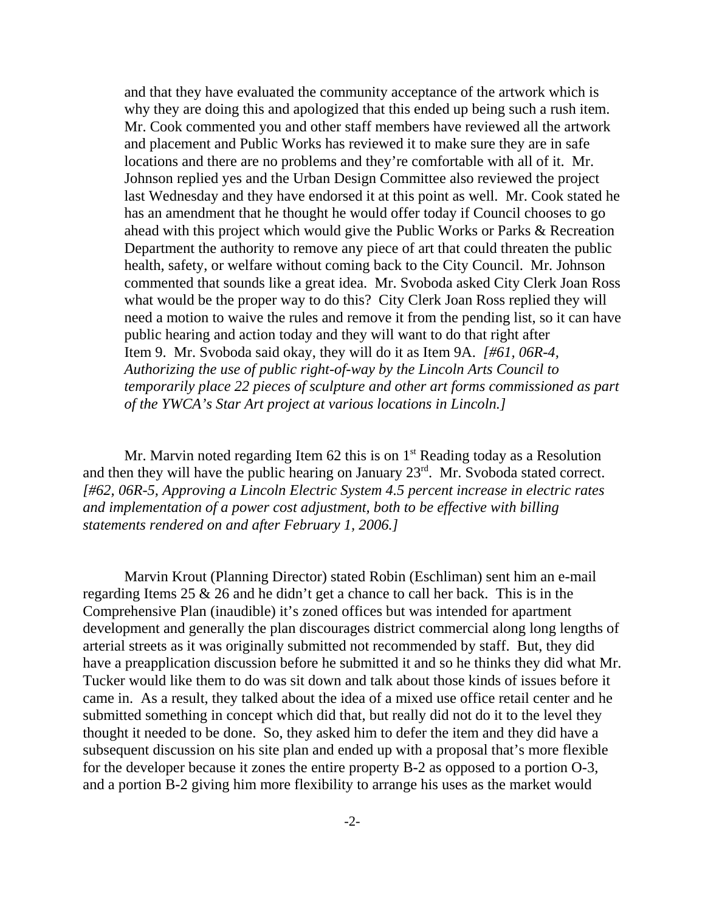and that they have evaluated the community acceptance of the artwork which is why they are doing this and apologized that this ended up being such a rush item. Mr. Cook commented you and other staff members have reviewed all the artwork and placement and Public Works has reviewed it to make sure they are in safe locations and there are no problems and they're comfortable with all of it. Mr. Johnson replied yes and the Urban Design Committee also reviewed the project last Wednesday and they have endorsed it at this point as well. Mr. Cook stated he has an amendment that he thought he would offer today if Council chooses to go ahead with this project which would give the Public Works or Parks & Recreation Department the authority to remove any piece of art that could threaten the public health, safety, or welfare without coming back to the City Council. Mr. Johnson commented that sounds like a great idea. Mr. Svoboda asked City Clerk Joan Ross what would be the proper way to do this? City Clerk Joan Ross replied they will need a motion to waive the rules and remove it from the pending list, so it can have public hearing and action today and they will want to do that right after Item 9. Mr. Svoboda said okay, they will do it as Item 9A. *[#61, 06R-4, Authorizing the use of public right-of-way by the Lincoln Arts Council to temporarily place 22 pieces of sculpture and other art forms commissioned as part of the YWCA's Star Art project at various locations in Lincoln.]*

Mr. Marvin noted regarding Item 62 this is on 1st Reading today as a Resolution and then they will have the public hearing on January 23rd. Mr. Svoboda stated correct. *[#62, 06R-5, Approving a Lincoln Electric System 4.5 percent increase in electric rates and implementation of a power cost adjustment, both to be effective with billing statements rendered on and after February 1, 2006.]*

Marvin Krout (Planning Director) stated Robin (Eschliman) sent him an e-mail regarding Items 25 & 26 and he didn't get a chance to call her back. This is in the Comprehensive Plan (inaudible) it's zoned offices but was intended for apartment development and generally the plan discourages district commercial along long lengths of arterial streets as it was originally submitted not recommended by staff. But, they did have a preapplication discussion before he submitted it and so he thinks they did what Mr. Tucker would like them to do was sit down and talk about those kinds of issues before it came in. As a result, they talked about the idea of a mixed use office retail center and he submitted something in concept which did that, but really did not do it to the level they thought it needed to be done. So, they asked him to defer the item and they did have a subsequent discussion on his site plan and ended up with a proposal that's more flexible for the developer because it zones the entire property B-2 as opposed to a portion O-3, and a portion B-2 giving him more flexibility to arrange his uses as the market would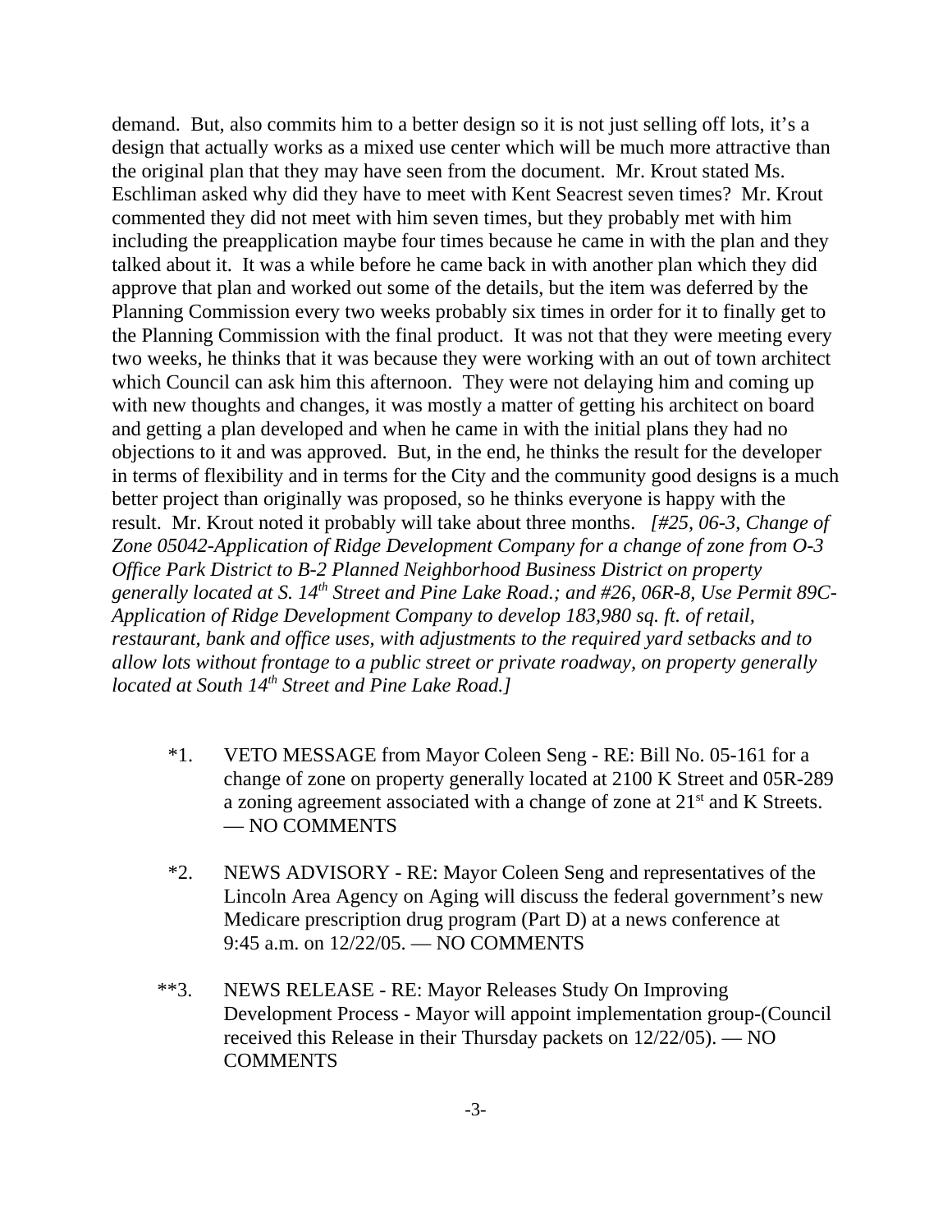demand. But, also commits him to a better design so it is not just selling off lots, it's a design that actually works as a mixed use center which will be much more attractive than the original plan that they may have seen from the document. Mr. Krout stated Ms. Eschliman asked why did they have to meet with Kent Seacrest seven times? Mr. Krout commented they did not meet with him seven times, but they probably met with him including the preapplication maybe four times because he came in with the plan and they talked about it. It was a while before he came back in with another plan which they did approve that plan and worked out some of the details, but the item was deferred by the Planning Commission every two weeks probably six times in order for it to finally get to the Planning Commission with the final product. It was not that they were meeting every two weeks, he thinks that it was because they were working with an out of town architect which Council can ask him this afternoon. They were not delaying him and coming up with new thoughts and changes, it was mostly a matter of getting his architect on board and getting a plan developed and when he came in with the initial plans they had no objections to it and was approved. But, in the end, he thinks the result for the developer in terms of flexibility and in terms for the City and the community good designs is a much better project than originally was proposed, so he thinks everyone is happy with the result. Mr. Krout noted it probably will take about three months. *[#25, 06-3, Change of Zone 05042-Application of Ridge Development Company for a change of zone from O-3 Office Park District to B-2 Planned Neighborhood Business District on property generally located at S. 14th Street and Pine Lake Road.; and #26, 06R-8, Use Permit 89C-Application of Ridge Development Company to develop 183,980 sq. ft. of retail, restaurant, bank and office uses, with adjustments to the required yard setbacks and to allow lots without frontage to a public street or private roadway, on property generally located at South 14th Street and Pine Lake Road.]*

*1. VETO MESSAGE from Mayor Coleen Seng - RE: Bill No. 05-161 for a change of zone on property generally located at 2100 K Street and 05R-289 a zoning agreement associated with a change of zone at 21st and K Streets. — NO COMMENTS

*2. NEWS ADVISORY - RE: Mayor Coleen Seng and representatives of the Lincoln Area Agency on Aging will discuss the federal government's new Medicare prescription drug program (Part D) at a news conference at 9:45 a.m. on 12/22/05. — NO COMMENTS

**3. NEWS RELEASE - RE: Mayor Releases Study On Improving Development Process - Mayor will appoint implementation group-(Council received this Release in their Thursday packets on 12/22/05). — NO COMMENTS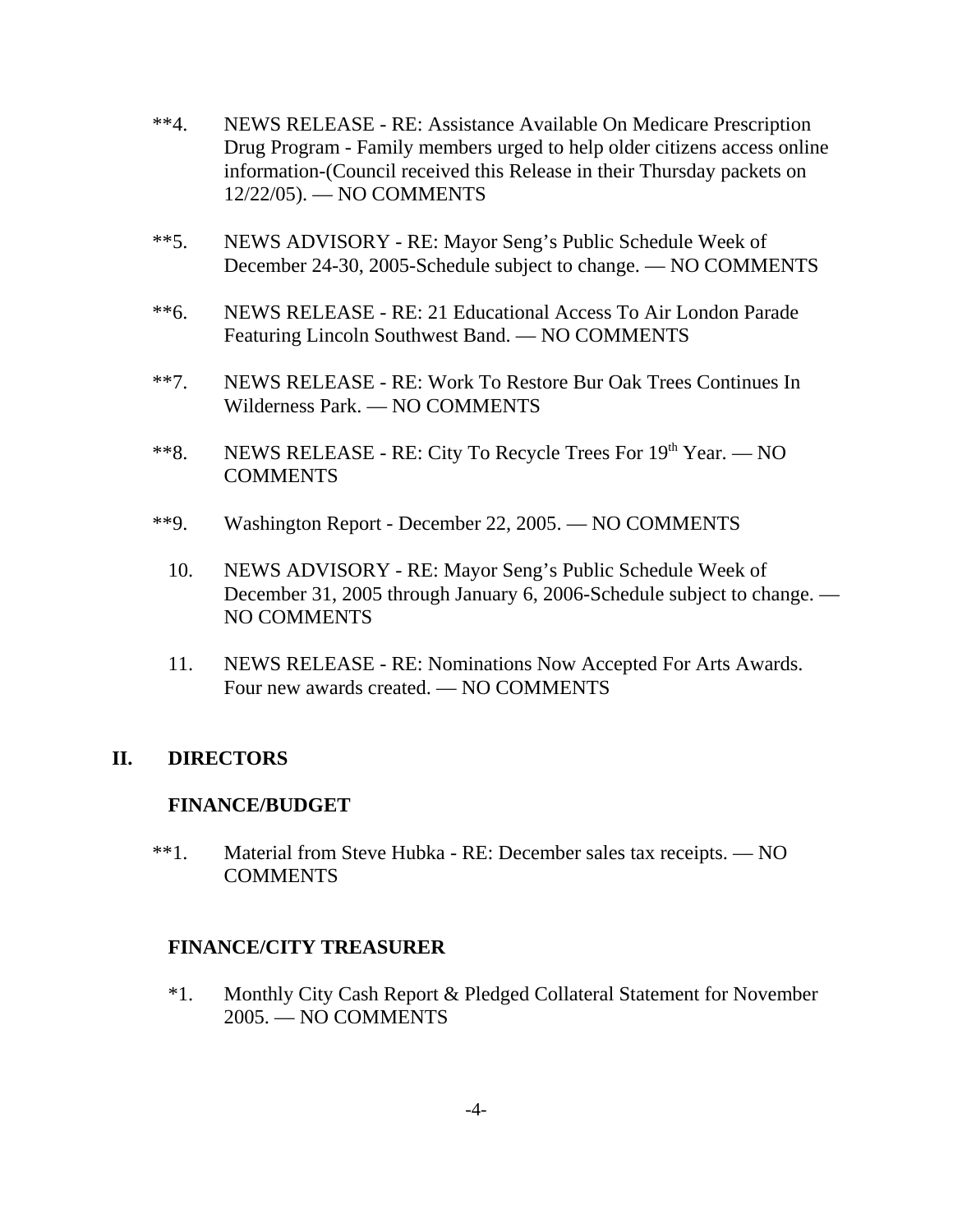**4. NEWS RELEASE - RE: Assistance Available On Medicare Prescription Drug Program - Family members urged to help older citizens access online information-(Council received this Release in their Thursday packets on 12/22/05). — NO COMMENTS

**5. NEWS ADVISORY - RE: Mayor Seng's Public Schedule Week of December 24-30, 2005-Schedule subject to change. — NO COMMENTS

**6. NEWS RELEASE - RE: 21 Educational Access To Air London Parade Featuring Lincoln Southwest Band. — NO COMMENTS

**7. NEWS RELEASE - RE: Work To Restore Bur Oak Trees Continues In Wilderness Park. — NO COMMENTS

**8. NEWS RELEASE - RE: City To Recycle Trees For 19th Year. — NO COMMENTS

**9. Washington Report - December 22, 2005. — NO COMMENTS

10. NEWS ADVISORY - RE: Mayor Seng's Public Schedule Week of December 31, 2005 through January 6, 2006-Schedule subject to change. — NO COMMENTS

11. NEWS RELEASE - RE: Nominations Now Accepted For Arts Awards. Four new awards created. — NO COMMENTS

## II. DIRECTORS

### FINANCE/BUDGET

**1. Material from Steve Hubka - RE: December sales tax receipts. — NO COMMENTS

### FINANCE/CITY TREASURER

*1. Monthly City Cash Report & Pledged Collateral Statement for November 2005. — NO COMMENTS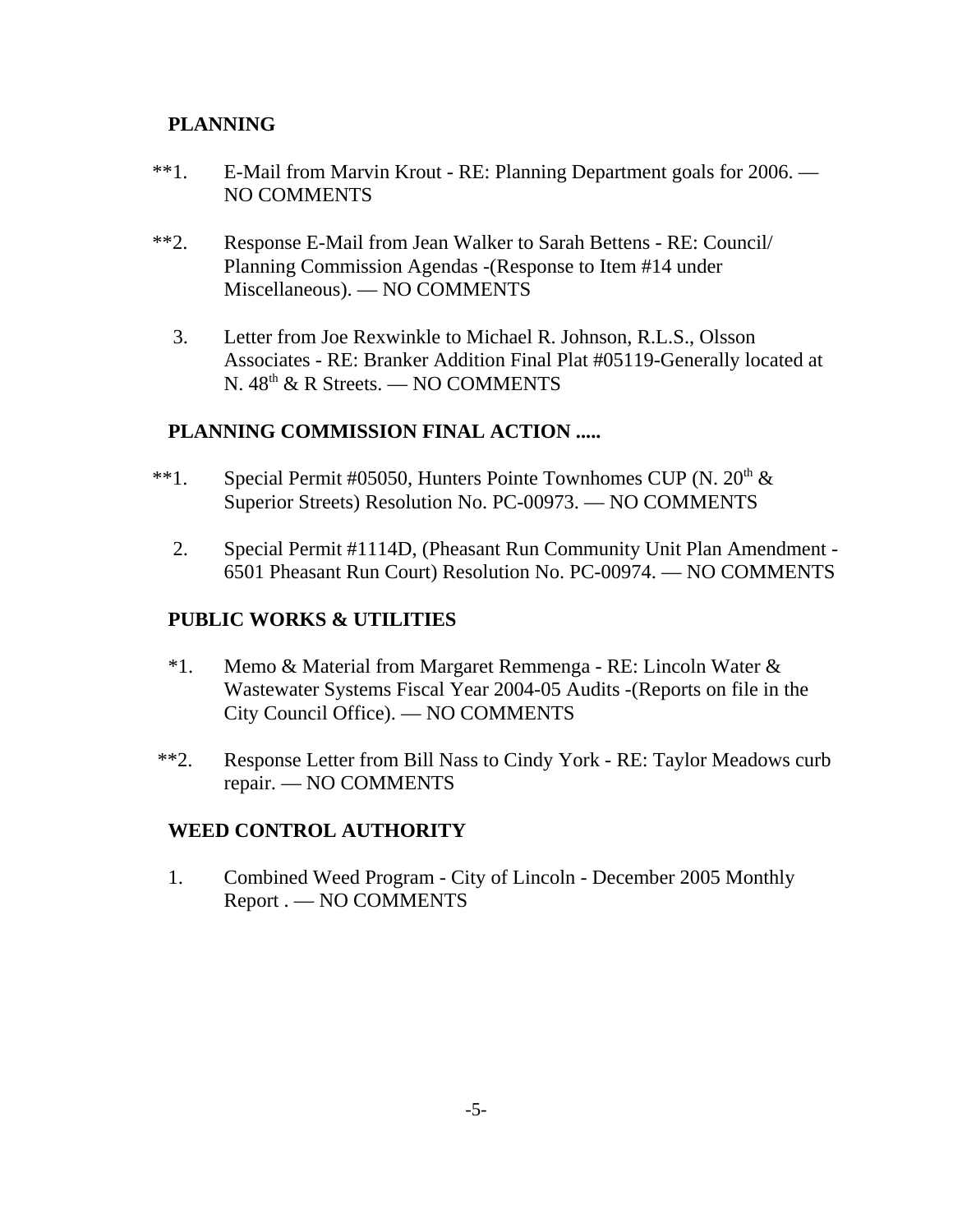**PLANNING**

**1. E-Mail from Marvin Krout - RE: Planning Department goals for 2006. — NO COMMENTS

**2. Response E-Mail from Jean Walker to Sarah Bettens - RE: Council/ Planning Commission Agendas -(Response to Item #14 under Miscellaneous). — NO COMMENTS

3. Letter from Joe Rexwinkle to Michael R. Johnson, R.L.S., Olsson Associates - RE: Branker Addition Final Plat #05119-Generally located at N. 48th & R Streets. — NO COMMENTS

**PLANNING COMMISSION FINAL ACTION .....**

**1. Special Permit #05050, Hunters Pointe Townhomes CUP (N. 20th & Superior Streets) Resolution No. PC-00973. — NO COMMENTS

2. Special Permit #1114D, (Pheasant Run Community Unit Plan Amendment - 6501 Pheasant Run Court) Resolution No. PC-00974. — NO COMMENTS

**PUBLIC WORKS & UTILITIES**

*1. Memo & Material from Margaret Remmenga - RE: Lincoln Water & Wastewater Systems Fiscal Year 2004-05 Audits -(Reports on file in the City Council Office). — NO COMMENTS

**2. Response Letter from Bill Nass to Cindy York - RE: Taylor Meadows curb repair. — NO COMMENTS

**WEED CONTROL AUTHORITY**

1. Combined Weed Program - City of Lincoln - December 2005 Monthly Report . — NO COMMENTS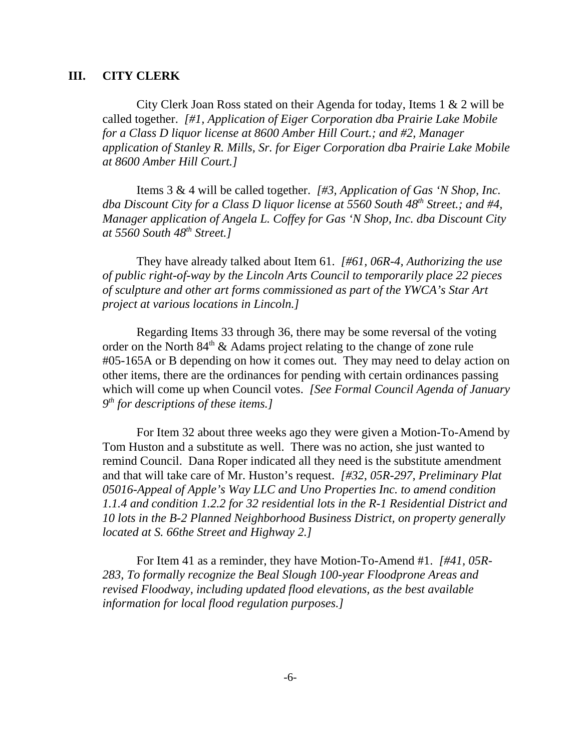## III. CITY CLERK

City Clerk Joan Ross stated on their Agenda for today, Items 1 & 2 will be called together. *[#1, Application of Eiger Corporation dba Prairie Lake Mobile for a Class D liquor license at 8600 Amber Hill Court.; and #2, Manager application of Stanley R. Mills, Sr. for Eiger Corporation dba Prairie Lake Mobile at 8600 Amber Hill Court.]*

Items 3 & 4 will be called together. *[#3, Application of Gas 'N Shop, Inc. dba Discount City for a Class D liquor license at 5560 South 48th Street.; and #4, Manager application of Angela L. Coffey for Gas 'N Shop, Inc. dba Discount City at 5560 South 48th Street.]*

They have already talked about Item 61. *[#61, 06R-4, Authorizing the use of public right-of-way by the Lincoln Arts Council to temporarily place 22 pieces of sculpture and other art forms commissioned as part of the YWCA's Star Art project at various locations in Lincoln.]*

Regarding Items 33 through 36, there may be some reversal of the voting order on the North 84th & Adams project relating to the change of zone rule #05-165A or B depending on how it comes out. They may need to delay action on other items, there are the ordinances for pending with certain ordinances passing which will come up when Council votes. *[See Formal Council Agenda of January 9th for descriptions of these items.]*

For Item 32 about three weeks ago they were given a Motion-To-Amend by Tom Huston and a substitute as well. There was no action, she just wanted to remind Council. Dana Roper indicated all they need is the substitute amendment and that will take care of Mr. Huston's request. *[#32, 05R-297, Preliminary Plat 05016-Appeal of Apple's Way LLC and Uno Properties Inc. to amend condition 1.1.4 and condition 1.2.2 for 32 residential lots in the R-1 Residential District and 10 lots in the B-2 Planned Neighborhood Business District, on property generally located at S. 66the Street and Highway 2.]*

For Item 41 as a reminder, they have Motion-To-Amend #1. *[#41, 05R-283, To formally recognize the Beal Slough 100-year Floodprone Areas and revised Floodway, including updated flood elevations, as the best available information for local flood regulation purposes.]*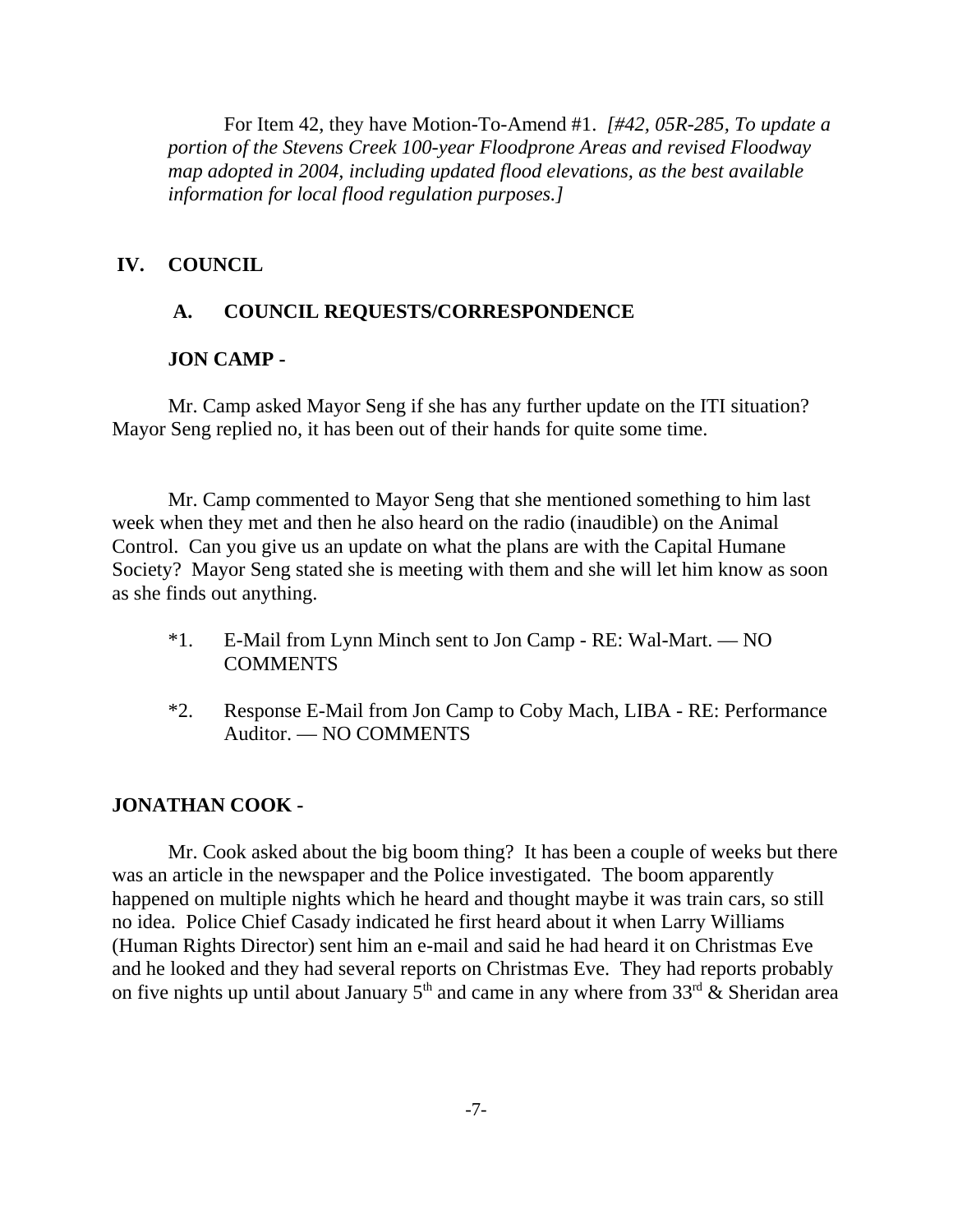For Item 42, they have Motion-To-Amend #1. *[#42, 05R-285, To update a portion of the Stevens Creek 100-year Floodprone Areas and revised Floodway map adopted in 2004, including updated flood elevations, as the best available information for local flood regulation purposes.]*

## IV. COUNCIL

### A. COUNCIL REQUESTS/CORRESPONDENCE

**JON CAMP -**

Mr. Camp asked Mayor Seng if she has any further update on the ITI situation? Mayor Seng replied no, it has been out of their hands for quite some time.

Mr. Camp commented to Mayor Seng that she mentioned something to him last week when they met and then he also heard on the radio (inaudible) on the Animal Control. Can you give us an update on what the plans are with the Capital Humane Society? Mayor Seng stated she is meeting with them and she will let him know as soon as she finds out anything.

*1. E-Mail from Lynn Minch sent to Jon Camp - RE: Wal-Mart. — NO COMMENTS

*2. Response E-Mail from Jon Camp to Coby Mach, LIBA - RE: Performance Auditor. — NO COMMENTS

**JONATHAN COOK -**

Mr. Cook asked about the big boom thing? It has been a couple of weeks but there was an article in the newspaper and the Police investigated. The boom apparently happened on multiple nights which he heard and thought maybe it was train cars, so still no idea. Police Chief Casady indicated he first heard about it when Larry Williams (Human Rights Director) sent him an e-mail and said he had heard it on Christmas Eve and he looked and they had several reports on Christmas Eve. They had reports probably on five nights up until about January 5th and came in any where from 33rd & Sheridan area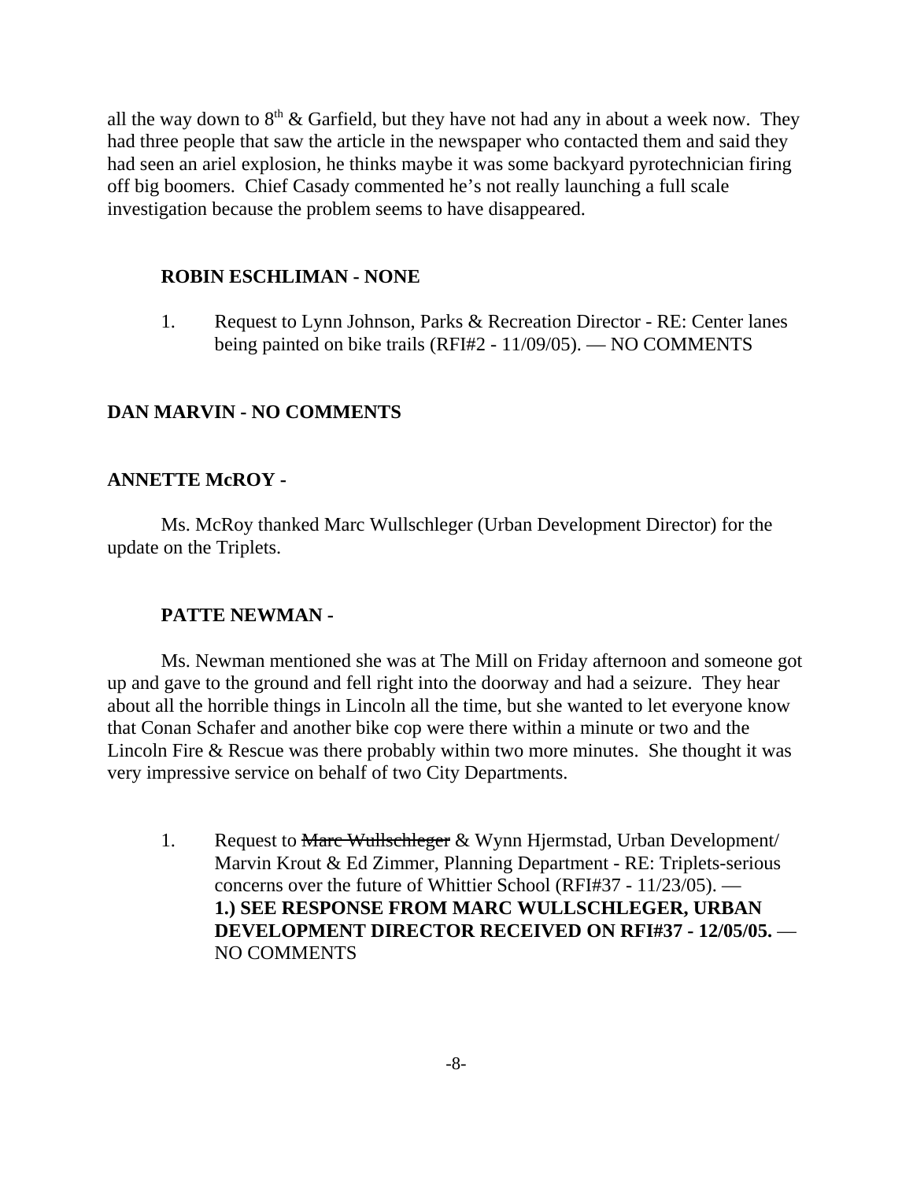all the way down to 8th & Garfield, but they have not had any in about a week now. They had three people that saw the article in the newspaper who contacted them and said they had seen an ariel explosion, he thinks maybe it was some backyard pyrotechnician firing off big boomers. Chief Casady commented he's not really launching a full scale investigation because the problem seems to have disappeared.

**ROBIN ESCHLIMAN - NONE**

1. Request to Lynn Johnson, Parks & Recreation Director - RE: Center lanes being painted on bike trails (RFI#2 - 11/09/05). — NO COMMENTS

**DAN MARVIN - NO COMMENTS**

**ANNETTE McROY -**

Ms. McRoy thanked Marc Wullschleger (Urban Development Director) for the update on the Triplets.

**PATTE NEWMAN -**

Ms. Newman mentioned she was at The Mill on Friday afternoon and someone got up and gave to the ground and fell right into the doorway and had a seizure. They hear about all the horrible things in Lincoln all the time, but she wanted to let everyone know that Conan Schafer and another bike cop were there within a minute or two and the Lincoln Fire & Rescue was there probably within two more minutes. She thought it was very impressive service on behalf of two City Departments.

1. Request to ~~Marc Wullschleger~~ & Wynn Hjermstad, Urban Development/ Marvin Krout & Ed Zimmer, Planning Department - RE: Triplets-serious concerns over the future of Whittier School (RFI#37 - 11/23/05). — **1.) SEE RESPONSE FROM MARC WULLSCHLEGER, URBAN DEVELOPMENT DIRECTOR RECEIVED ON RFI#37 - 12/05/05.** — NO COMMENTS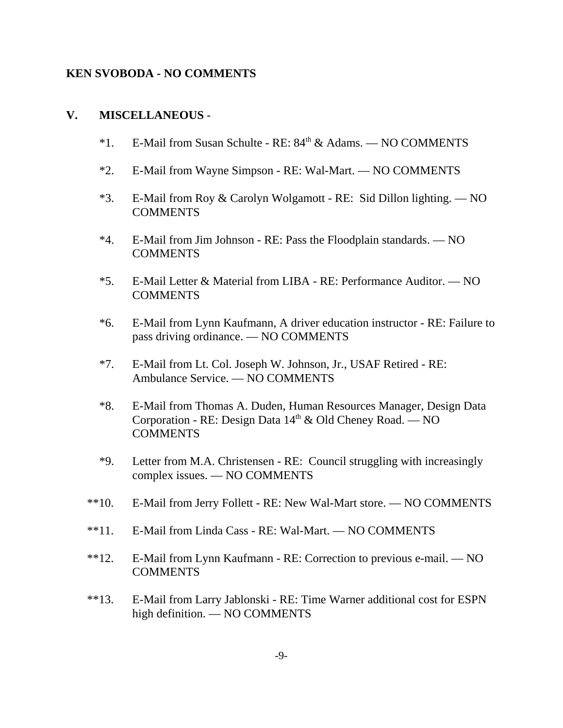**KEN SVOBODA - NO COMMENTS**

**V. MISCELLANEOUS -**

*1. E-Mail from Susan Schulte - RE: 84th & Adams. — NO COMMENTS

*2. E-Mail from Wayne Simpson - RE: Wal-Mart. — NO COMMENTS

*3. E-Mail from Roy & Carolyn Wolgamott - RE: Sid Dillon lighting. — NO COMMENTS

*4. E-Mail from Jim Johnson - RE: Pass the Floodplain standards. — NO COMMENTS

*5. E-Mail Letter & Material from LIBA - RE: Performance Auditor. — NO COMMENTS

*6. E-Mail from Lynn Kaufmann, A driver education instructor - RE: Failure to pass driving ordinance. — NO COMMENTS

*7. E-Mail from Lt. Col. Joseph W. Johnson, Jr., USAF Retired - RE: Ambulance Service. — NO COMMENTS

*8. E-Mail from Thomas A. Duden, Human Resources Manager, Design Data Corporation - RE: Design Data 14th & Old Cheney Road. — NO COMMENTS

*9. Letter from M.A. Christensen - RE: Council struggling with increasingly complex issues. — NO COMMENTS

**10. E-Mail from Jerry Follett - RE: New Wal-Mart store. — NO COMMENTS

**11. E-Mail from Linda Cass - RE: Wal-Mart. — NO COMMENTS

**12. E-Mail from Lynn Kaufmann - RE: Correction to previous e-mail. — NO COMMENTS

**13. E-Mail from Larry Jablonski - RE: Time Warner additional cost for ESPN high definition. — NO COMMENTS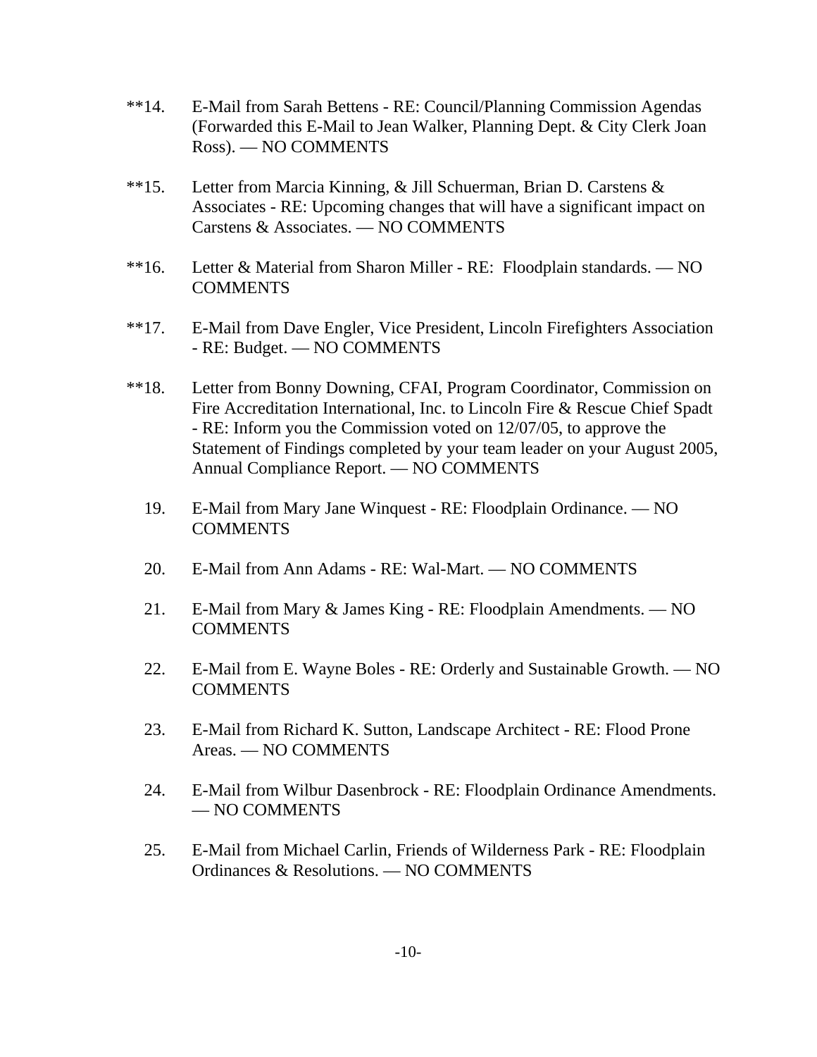**14. E-Mail from Sarah Bettens - RE: Council/Planning Commission Agendas (Forwarded this E-Mail to Jean Walker, Planning Dept. & City Clerk Joan Ross). — NO COMMENTS

**15. Letter from Marcia Kinning, & Jill Schuerman, Brian D. Carstens & Associates - RE: Upcoming changes that will have a significant impact on Carstens & Associates. — NO COMMENTS

**16. Letter & Material from Sharon Miller - RE: Floodplain standards. — NO COMMENTS

**17. E-Mail from Dave Engler, Vice President, Lincoln Firefighters Association - RE: Budget. — NO COMMENTS

**18. Letter from Bonny Downing, CFAI, Program Coordinator, Commission on Fire Accreditation International, Inc. to Lincoln Fire & Rescue Chief Spadt - RE: Inform you the Commission voted on 12/07/05, to approve the Statement of Findings completed by your team leader on your August 2005, Annual Compliance Report. — NO COMMENTS

19. E-Mail from Mary Jane Winquest - RE: Floodplain Ordinance. — NO COMMENTS

20. E-Mail from Ann Adams - RE: Wal-Mart. — NO COMMENTS

21. E-Mail from Mary & James King - RE: Floodplain Amendments. — NO COMMENTS

22. E-Mail from E. Wayne Boles - RE: Orderly and Sustainable Growth. — NO COMMENTS

23. E-Mail from Richard K. Sutton, Landscape Architect - RE: Flood Prone Areas. — NO COMMENTS

24. E-Mail from Wilbur Dasenbrock - RE: Floodplain Ordinance Amendments. — NO COMMENTS

25. E-Mail from Michael Carlin, Friends of Wilderness Park - RE: Floodplain Ordinances & Resolutions. — NO COMMENTS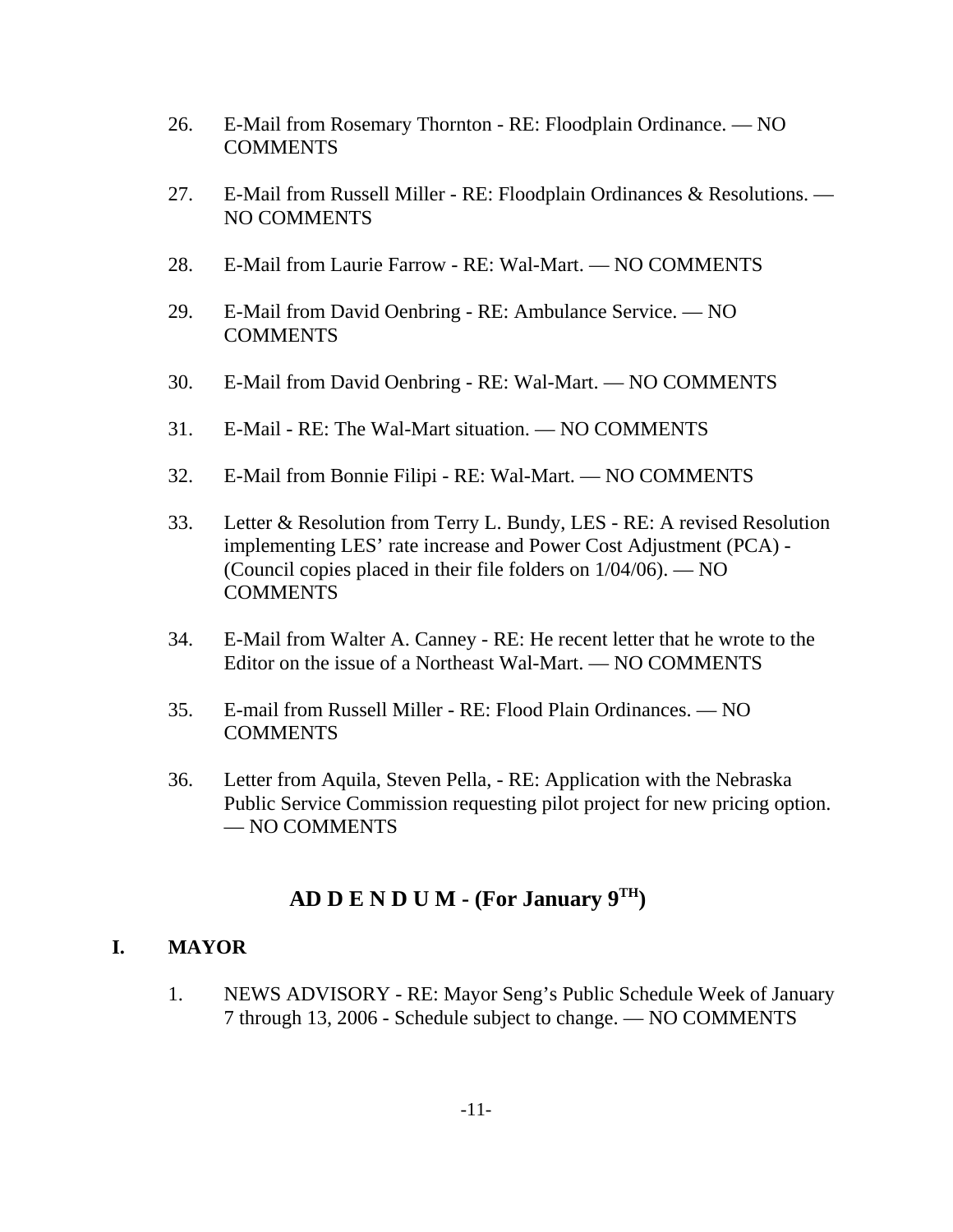26. E-Mail from Rosemary Thornton - RE: Floodplain Ordinance. — NO COMMENTS

27. E-Mail from Russell Miller - RE: Floodplain Ordinances & Resolutions. — NO COMMENTS

28. E-Mail from Laurie Farrow - RE: Wal-Mart. — NO COMMENTS

29. E-Mail from David Oenbring - RE: Ambulance Service. — NO COMMENTS

30. E-Mail from David Oenbring - RE: Wal-Mart. — NO COMMENTS

31. E-Mail - RE: The Wal-Mart situation. — NO COMMENTS

32. E-Mail from Bonnie Filipi - RE: Wal-Mart. — NO COMMENTS

33. Letter & Resolution from Terry L. Bundy, LES - RE: A revised Resolution implementing LES' rate increase and Power Cost Adjustment (PCA) - (Council copies placed in their file folders on 1/04/06). — NO COMMENTS

34. E-Mail from Walter A. Canney - RE: He recent letter that he wrote to the Editor on the issue of a Northeast Wal-Mart. — NO COMMENTS

35. E-mail from Russell Miller - RE: Flood Plain Ordinances. — NO COMMENTS

36. Letter from Aquila, Steven Pella, - RE: Application with the Nebraska Public Service Commission requesting pilot project for new pricing option. — NO COMMENTS

## AD D E N D U M - (For January 9TH)

**I. MAYOR**

1. NEWS ADVISORY - RE: Mayor Seng's Public Schedule Week of January 7 through 13, 2006 - Schedule subject to change. — NO COMMENTS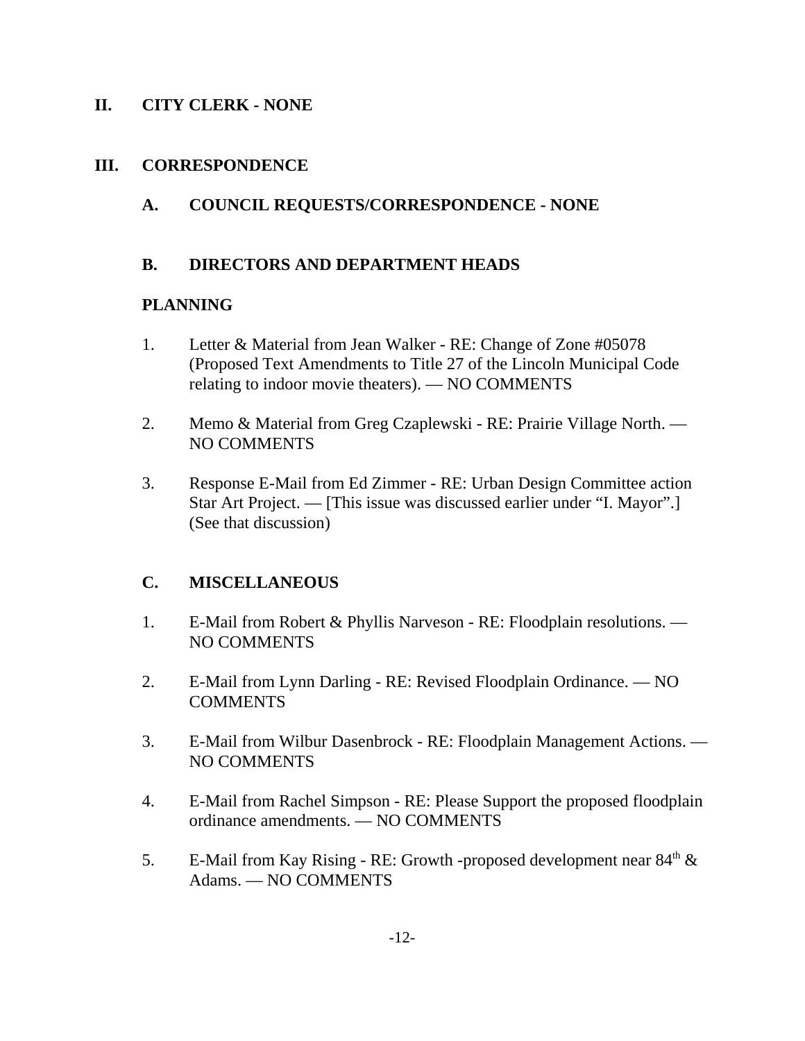## II. CITY CLERK - NONE

## III. CORRESPONDENCE

### A. COUNCIL REQUESTS/CORRESPONDENCE - NONE

### B. DIRECTORS AND DEPARTMENT HEADS

**PLANNING**

1. Letter & Material from Jean Walker - RE: Change of Zone #05078 (Proposed Text Amendments to Title 27 of the Lincoln Municipal Code relating to indoor movie theaters). — NO COMMENTS

2. Memo & Material from Greg Czaplewski - RE: Prairie Village North. — NO COMMENTS

3. Response E-Mail from Ed Zimmer - RE: Urban Design Committee action Star Art Project. — [This issue was discussed earlier under "I. Mayor".] (See that discussion)

### C. MISCELLANEOUS

1. E-Mail from Robert & Phyllis Narveson - RE: Floodplain resolutions. — NO COMMENTS

2. E-Mail from Lynn Darling - RE: Revised Floodplain Ordinance. — NO COMMENTS

3. E-Mail from Wilbur Dasenbrock - RE: Floodplain Management Actions. — NO COMMENTS

4. E-Mail from Rachel Simpson - RE: Please Support the proposed floodplain ordinance amendments. — NO COMMENTS

5. E-Mail from Kay Rising - RE: Growth -proposed development near 84th & Adams. — NO COMMENTS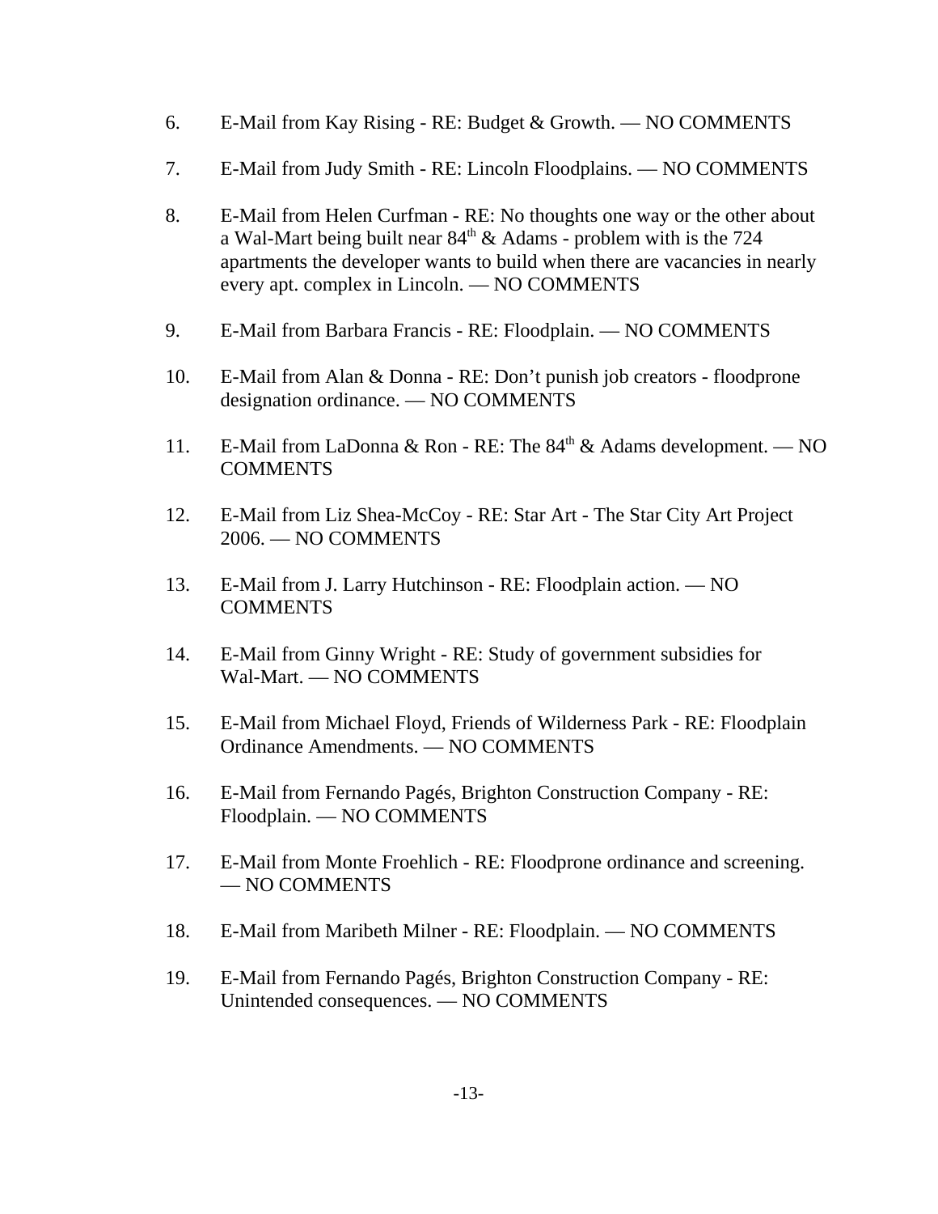6. E-Mail from Kay Rising - RE: Budget & Growth. — NO COMMENTS

7. E-Mail from Judy Smith - RE: Lincoln Floodplains. — NO COMMENTS

8. E-Mail from Helen Curfman - RE: No thoughts one way or the other about a Wal-Mart being built near 84th & Adams - problem with is the 724 apartments the developer wants to build when there are vacancies in nearly every apt. complex in Lincoln. — NO COMMENTS

9. E-Mail from Barbara Francis - RE: Floodplain. — NO COMMENTS

10. E-Mail from Alan & Donna - RE: Don't punish job creators - floodprone designation ordinance. — NO COMMENTS

11. E-Mail from LaDonna & Ron - RE: The 84th & Adams development. — NO COMMENTS

12. E-Mail from Liz Shea-McCoy - RE: Star Art - The Star City Art Project 2006. — NO COMMENTS

13. E-Mail from J. Larry Hutchinson - RE: Floodplain action. — NO COMMENTS

14. E-Mail from Ginny Wright - RE: Study of government subsidies for Wal-Mart. — NO COMMENTS

15. E-Mail from Michael Floyd, Friends of Wilderness Park - RE: Floodplain Ordinance Amendments. — NO COMMENTS

16. E-Mail from Fernando Pagés, Brighton Construction Company - RE: Floodplain. — NO COMMENTS

17. E-Mail from Monte Froehlich - RE: Floodprone ordinance and screening. — NO COMMENTS

18. E-Mail from Maribeth Milner - RE: Floodplain. — NO COMMENTS

19. E-Mail from Fernando Pagés, Brighton Construction Company - RE: Unintended consequences. — NO COMMENTS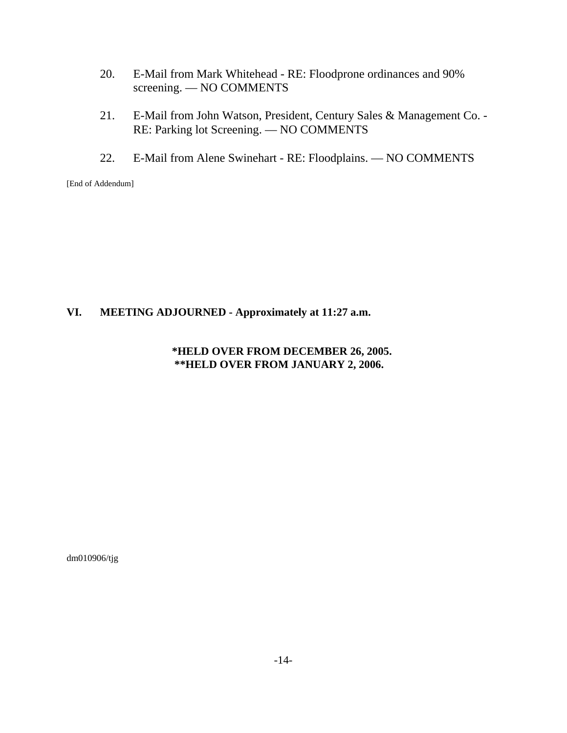20. E-Mail from Mark Whitehead - RE: Floodprone ordinances and 90% screening. — NO COMMENTS

21. E-Mail from John Watson, President, Century Sales & Management Co. - RE: Parking lot Screening. — NO COMMENTS

22. E-Mail from Alene Swinehart - RE: Floodplains. — NO COMMENTS

[End of Addendum]

**VI. MEETING ADJOURNED - Approximately at 11:27 a.m.**

**\*HELD OVER FROM DECEMBER 26, 2005.**
**\*\*HELD OVER FROM JANUARY 2, 2006.**

dm010906/tjg